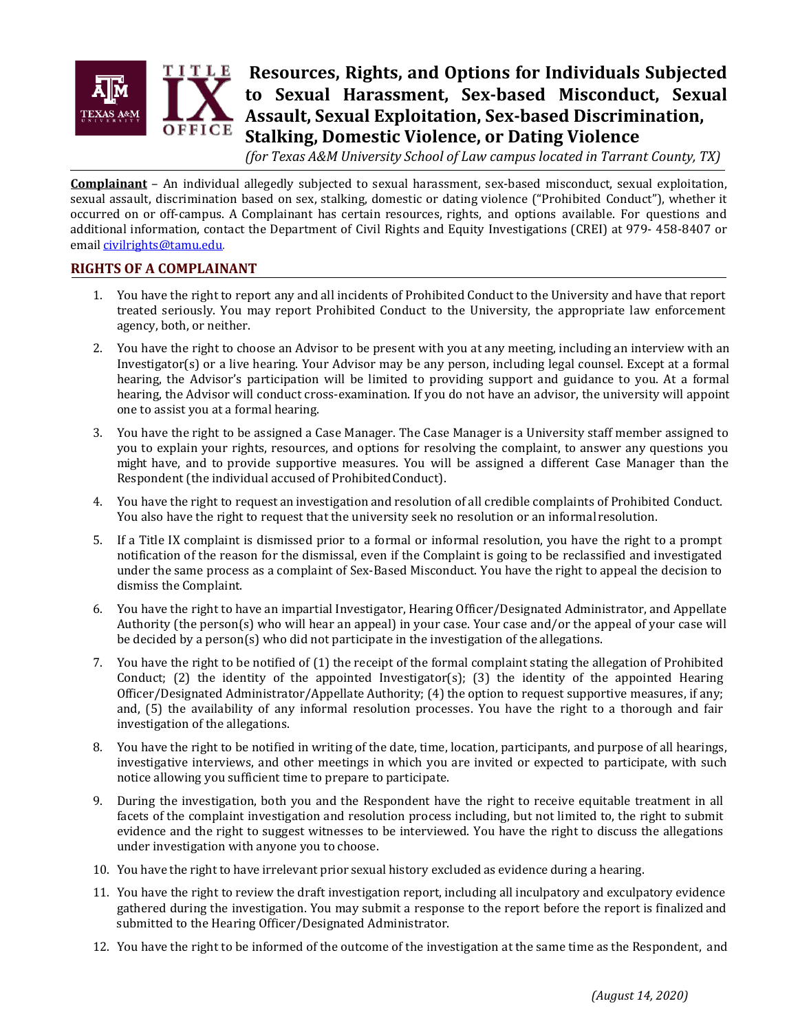# Resources, Rights, and Options for Individuals Subjected to Sexual Harassment, Sex-based Misconduct, Sexual Assault, Sexual Exploitation, Sex-based Discrimination, Stalking, Domestic Violence, or Dating Violence

*(for Texas A&M University School of Law campus located in Tarrant County, TX)*

**Complainant** – An individual allegedly subjected to sexual harassment, sex-based misconduct, sexual exploitation, sexual assault, discrimination based on sex, stalking, domestic or dating violence ("Prohibited Conduct"), whether it occurred on or off-campus. A Complainant has certain resources, rights, and options available. For questions and additional information, contact the Department of Civil Rights and Equity Investigations (CREI) at 979- 458-8407 or email civilrights@tamu.edu.

## RIGHTS OF A COMPLAINANT

1. You have the right to report any and all incidents of Prohibited Conduct to the University and have that report treated seriously. You may report Prohibited Conduct to the University, the appropriate law enforcement agency, both, or neither.
2. You have the right to choose an Advisor to be present with you at any meeting, including an interview with an Investigator(s) or a live hearing. Your Advisor may be any person, including legal counsel. Except at a formal hearing, the Advisor's participation will be limited to providing support and guidance to you. At a formal hearing, the Advisor will conduct cross-examination. If you do not have an advisor, the university will appoint one to assist you at a formal hearing.
3. You have the right to be assigned a Case Manager. The Case Manager is a University staff member assigned to you to explain your rights, resources, and options for resolving the complaint, to answer any questions you might have, and to provide supportive measures. You will be assigned a different Case Manager than the Respondent (the individual accused of Prohibited Conduct).
4. You have the right to request an investigation and resolution of all credible complaints of Prohibited Conduct. You also have the right to request that the university seek no resolution or an informal resolution.
5. If a Title IX complaint is dismissed prior to a formal or informal resolution, you have the right to a prompt notification of the reason for the dismissal, even if the Complaint is going to be reclassified and investigated under the same process as a complaint of Sex-Based Misconduct. You have the right to appeal the decision to dismiss the Complaint.
6. You have the right to have an impartial Investigator, Hearing Officer/Designated Administrator, and Appellate Authority (the person(s) who will hear an appeal) in your case. Your case and/or the appeal of your case will be decided by a person(s) who did not participate in the investigation of the allegations.
7. You have the right to be notified of (1) the receipt of the formal complaint stating the allegation of Prohibited Conduct; (2) the identity of the appointed Investigator(s); (3) the identity of the appointed Hearing Officer/Designated Administrator/Appellate Authority; (4) the option to request supportive measures, if any; and, (5) the availability of any informal resolution processes. You have the right to a thorough and fair investigation of the allegations.
8. You have the right to be notified in writing of the date, time, location, participants, and purpose of all hearings, investigative interviews, and other meetings in which you are invited or expected to participate, with such notice allowing you sufficient time to prepare to participate.
9. During the investigation, both you and the Respondent have the right to receive equitable treatment in all facets of the complaint investigation and resolution process including, but not limited to, the right to submit evidence and the right to suggest witnesses to be interviewed. You have the right to discuss the allegations under investigation with anyone you to choose.
10. You have the right to have irrelevant prior sexual history excluded as evidence during a hearing.
11. You have the right to review the draft investigation report, including all inculpatory and exculpatory evidence gathered during the investigation. You may submit a response to the report before the report is finalized and submitted to the Hearing Officer/Designated Administrator.
12. You have the right to be informed of the outcome of the investigation at the same time as the Respondent, and

*(August 14, 2020)*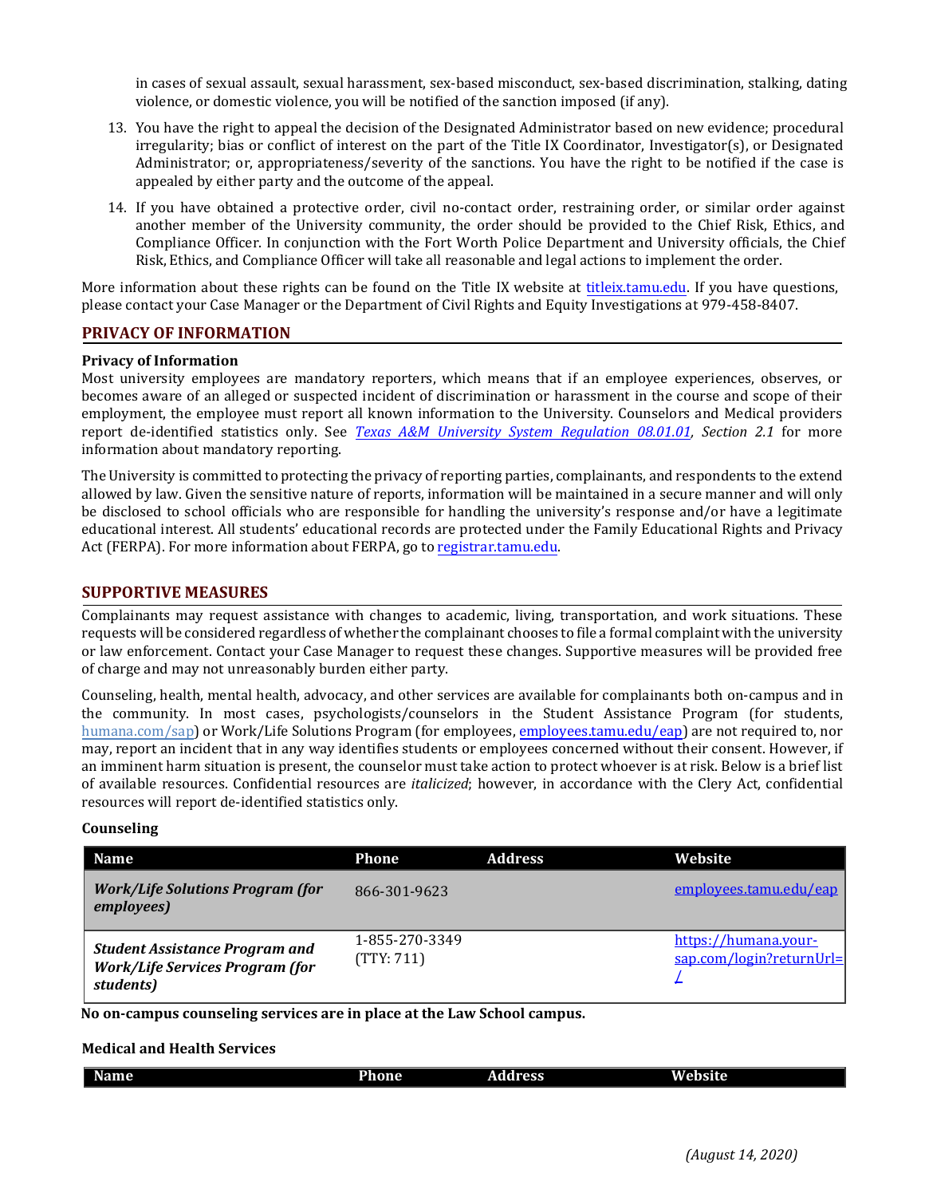in cases of sexual assault, sexual harassment, sex-based misconduct, sex-based discrimination, stalking, dating violence, or domestic violence, you will be notified of the sanction imposed (if any).

13. You have the right to appeal the decision of the Designated Administrator based on new evidence; procedural irregularity; bias or conflict of interest on the part of the Title IX Coordinator, Investigator(s), or Designated Administrator; or, appropriateness/severity of the sanctions. You have the right to be notified if the case is appealed by either party and the outcome of the appeal.
14. If you have obtained a protective order, civil no-contact order, restraining order, or similar order against another member of the University community, the order should be provided to the Chief Risk, Ethics, and Compliance Officer. In conjunction with the Fort Worth Police Department and University officials, the Chief Risk, Ethics, and Compliance Officer will take all reasonable and legal actions to implement the order.

More information about these rights can be found on the Title IX website at titleix.tamu.edu. If you have questions, please contact your Case Manager or the Department of Civil Rights and Equity Investigations at 979-458-8407.

## PRIVACY OF INFORMATION

**Privacy of Information**

Most university employees are mandatory reporters, which means that if an employee experiences, observes, or becomes aware of an alleged or suspected incident of discrimination or harassment in the course and scope of their employment, the employee must report all known information to the University. Counselors and Medical providers report de-identified statistics only. See *Texas A&M University System Regulation 08.01.01*, *Section 2.1* for more information about mandatory reporting.

The University is committed to protecting the privacy of reporting parties, complainants, and respondents to the extend allowed by law. Given the sensitive nature of reports, information will be maintained in a secure manner and will only be disclosed to school officials who are responsible for handling the university's response and/or have a legitimate educational interest. All students' educational records are protected under the Family Educational Rights and Privacy Act (FERPA). For more information about FERPA, go to registrar.tamu.edu.

## SUPPORTIVE MEASURES

Complainants may request assistance with changes to academic, living, transportation, and work situations. These requests will be considered regardless of whether the complainant chooses to file a formal complaint with the university or law enforcement. Contact your Case Manager to request these changes. Supportive measures will be provided free of charge and may not unreasonably burden either party.

Counseling, health, mental health, advocacy, and other services are available for complainants both on-campus and in the community. In most cases, psychologists/counselors in the Student Assistance Program (for students, humana.com/sap) or Work/Life Solutions Program (for employees, employees.tamu.edu/eap) are not required to, nor may, report an incident that in any way identifies students or employees concerned without their consent. However, if an imminent harm situation is present, the counselor must take action to protect whoever is at risk. Below is a brief list of available resources. Confidential resources are *italicized*; however, in accordance with the Clery Act, confidential resources will report de-identified statistics only.

**Counseling**

| Name | Phone | Address | Website |
|---|---|---|---|
| ***Work/Life Solutions Program (for employees)*** | 866-301-9623 | | employees.tamu.edu/eap |
| ***Student Assistance Program and Work/Life Services Program (for students)*** | 1-855-270-3349 (TTY: 711) | | https://humana.your-sap.com/login?returnUrl=/ |

**No on-campus counseling services are in place at the Law School campus.**

**Medical and Health Services**

| Name | Phone | Address | Website |
|---|---|---|---|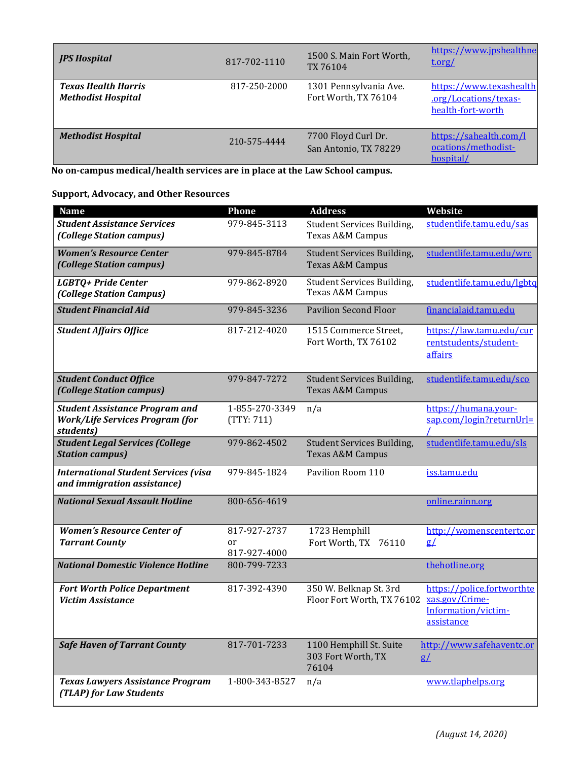| | | | |
|---|---|---|---|
| ***JPS Hospital*** | 817-702-1110 | 1500 S. Main Fort Worth, TX 76104 | https://www.jpshealthnet.org/ |
| ***Texas Health Harris Methodist Hospital*** | 817-250-2000 | 1301 Pennsylvania Ave. Fort Worth, TX 76104 | https://www.texashealth.org/Locations/texas-health-fort-worth |
| ***Methodist Hospital*** | 210-575-4444 | 7700 Floyd Curl Dr. San Antonio, TX 78229 | https://sahealth.com/locations/methodist-hospital/ |

**No on-campus medical/health services are in place at the Law School campus.**

**Support, Advocacy, and Other Resources**

| Name | Phone | Address | Website |
|---|---|---|---|
| ***Student Assistance Services (College Station campus)*** | 979-845-3113 | Student Services Building, Texas A&M Campus | studentlife.tamu.edu/sas |
| ***Women's Resource Center (College Station campus)*** | 979-845-8784 | Student Services Building, Texas A&M Campus | studentlife.tamu.edu/wrc |
| ***LGBTQ+ Pride Center (College Station Campus)*** | 979-862-8920 | Student Services Building, Texas A&M Campus | studentlife.tamu.edu/lgbtq |
| ***Student Financial Aid*** | 979-845-3236 | Pavilion Second Floor | financialaid.tamu.edu |
| ***Student Affairs Office*** | 817-212-4020 | 1515 Commerce Street, Fort Worth, TX 76102 | https://law.tamu.edu/currentstudents/student-affairs |
| ***Student Conduct Office (College Station campus)*** | 979-847-7272 | Student Services Building, Texas A&M Campus | studentlife.tamu.edu/sco |
| ***Student Assistance Program and Work/Life Services Program (for students)*** | 1-855-270-3349 (TTY: 711) | n/a | https://humana.your-sap.com/login?returnUrl=/ |
| ***Student Legal Services (College Station campus)*** | 979-862-4502 | Student Services Building, Texas A&M Campus | studentlife.tamu.edu/sls |
| ***International Student Services (visa and immigration assistance)*** | 979-845-1824 | Pavilion Room 110 | iss.tamu.edu |
| ***National Sexual Assault Hotline*** | 800-656-4619 | | online.rainn.org |
| ***Women's Resource Center of Tarrant County*** | 817-927-2737 or 817-927-4000 | 1723 Hemphill Fort Worth, TX 76110 | http://womenscentertc.org/ |
| ***National Domestic Violence Hotline*** | 800-799-7233 | | thehotline.org |
| ***Fort Worth Police Department Victim Assistance*** | 817-392-4390 | 350 W. Belknap St. 3rd Floor Fort Worth, TX 76102 | https://police.fortworthtexas.gov/Crime-Information/victim-assistance |
| ***Safe Haven of Tarrant County*** | 817-701-7233 | 1100 Hemphill St. Suite 303 Fort Worth, TX 76104 | http://www.safehaventc.org/ |
| ***Texas Lawyers Assistance Program (TLAP) for Law Students*** | 1-800-343-8527 | n/a | www.tlaphelps.org |

*(August 14, 2020)*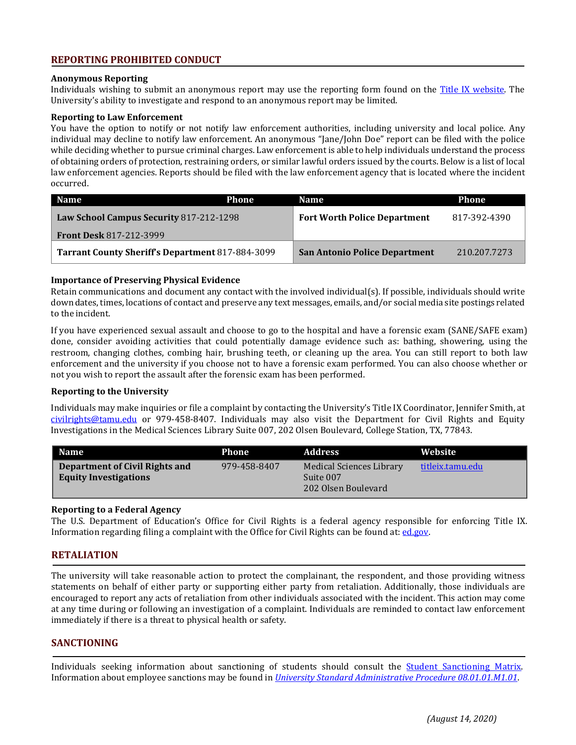## REPORTING PROHIBITED CONDUCT

**Anonymous Reporting**
Individuals wishing to submit an anonymous report may use the reporting form found on the Title IX website. The University's ability to investigate and respond to an anonymous report may be limited.

**Reporting to Law Enforcement**
You have the option to notify or not notify law enforcement authorities, including university and local police. Any individual may decline to notify law enforcement. An anonymous "Jane/John Doe" report can be filed with the police while deciding whether to pursue criminal charges. Law enforcement is able to help individuals understand the process of obtaining orders of protection, restraining orders, or similar lawful orders issued by the courts. Below is a list of local law enforcement agencies. Reports should be filed with the law enforcement agency that is located where the incident occurred.

| Name | Phone | Name | Phone |
|---|---|---|---|
| **Law School Campus Security** | 817-212-1298 | **Fort Worth Police Department** | 817-392-4390 |
| **Front Desk** | 817-212-3999 | | |
| **Tarrant County Sheriff's Department** | 817-884-3099 | **San Antonio Police Department** | 210.207.7273 |

**Importance of Preserving Physical Evidence**
Retain communications and document any contact with the involved individual(s). If possible, individuals should write down dates, times, locations of contact and preserve any text messages, emails, and/or social media site postings related to the incident.

If you have experienced sexual assault and choose to go to the hospital and have a forensic exam (SANE/SAFE exam) done, consider avoiding activities that could potentially damage evidence such as: bathing, showering, using the restroom, changing clothes, combing hair, brushing teeth, or cleaning up the area. You can still report to both law enforcement and the university if you choose not to have a forensic exam performed. You can also choose whether or not you wish to report the assault after the forensic exam has been performed.

**Reporting to the University**

Individuals may make inquiries or file a complaint by contacting the University's Title IX Coordinator, Jennifer Smith, at civilrights@tamu.edu or 979-458-8407. Individuals may also visit the Department for Civil Rights and Equity Investigations in the Medical Sciences Library Suite 007, 202 Olsen Boulevard, College Station, TX, 77843.

| Name | Phone | Address | Website |
|---|---|---|---|
| **Department of Civil Rights and Equity Investigations** | 979-458-8407 | Medical Sciences Library Suite 007 202 Olsen Boulevard | titleix.tamu.edu |

**Reporting to a Federal Agency**
The U.S. Department of Education's Office for Civil Rights is a federal agency responsible for enforcing Title IX. Information regarding filing a complaint with the Office for Civil Rights can be found at: ed.gov.

## RETALIATION

The university will take reasonable action to protect the complainant, the respondent, and those providing witness statements on behalf of either party or supporting either party from retaliation. Additionally, those individuals are encouraged to report any acts of retaliation from other individuals associated with the incident. This action may come at any time during or following an investigation of a complaint. Individuals are reminded to contact law enforcement immediately if there is a threat to physical health or safety.

## SANCTIONING

Individuals seeking information about sanctioning of students should consult the Student Sanctioning Matrix. Information about employee sanctions may be found in *University Standard Administrative Procedure 08.01.01.M1.01*.

*(August 14, 2020)*